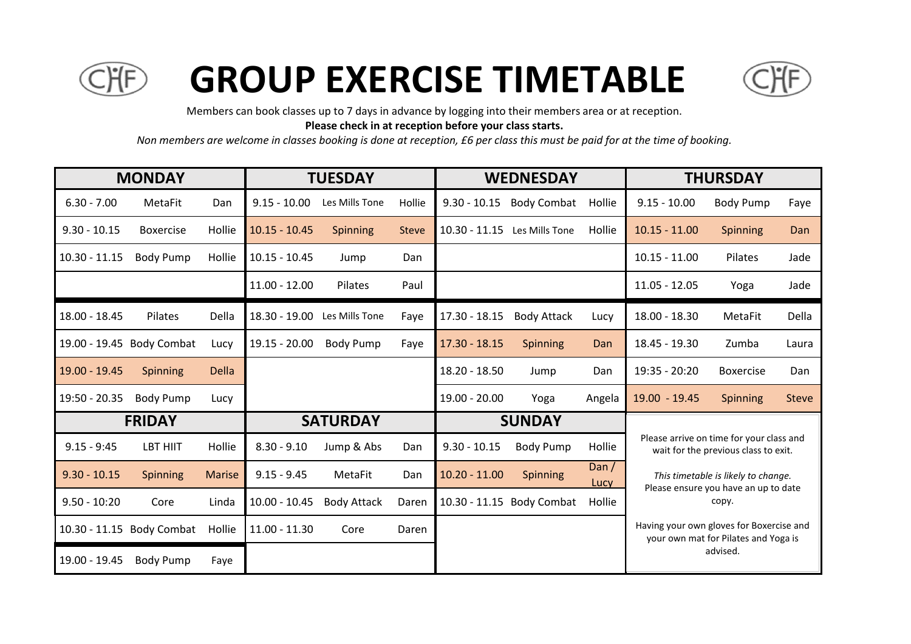# GROUP EXERCISE TIMETABLE

Members can book classes up to 7 days in advance by logging into their members area or at reception.

**Please check in at reception before your class starts.**

*Non members are welcome in classes booking is done at reception, £6 per class this must be paid for at the time of booking.*

| MONDAY | | | TUESDAY | | | WEDNESDAY | | | THURSDAY | | |
|---|---|---|---|---|---|---|---|---|---|---|---|
| 6.30 - 7.00 | MetaFit | Dan | 9.15 - 10.00 | Les Mills Tone | Hollie | 9.30 - 10.15 | Body Combat | Hollie | 9.15 - 10.00 | Body Pump | Faye |
| 9.30 - 10.15 | Boxercise | Hollie | 10.15 - 10.45 | Spinning | Steve | 10.30 - 11.15 | Les Mills Tone | Hollie | 10.15 - 11.00 | Spinning | Dan |
| 10.30 - 11.15 | Body Pump | Hollie | 10.15 - 10.45 | Jump | Dan | | | | 10.15 - 11.00 | Pilates | Jade |
| | | | 11.00 - 12.00 | Pilates | Paul | | | | 11.05 - 12.05 | Yoga | Jade |
| 18.00 - 18.45 | Pilates | Della | 18.30 - 19.00 | Les Mills Tone | Faye | 17.30 - 18.15 | Body Attack | Lucy | 18.00 - 18.30 | MetaFit | Della |
| 19.00 - 19.45 | Body Combat | Lucy | 19.15 - 20.00 | Body Pump | Faye | 17.30 - 18.15 | Spinning | Dan | 18.45 - 19.30 | Zumba | Laura |
| 19.00 - 19.45 | Spinning | Della | | | | 18.20 - 18.50 | Jump | Dan | 19:35 - 20:20 | Boxercise | Dan |
| 19:50 - 20.35 | Body Pump | Lucy | | | | 19.00 - 20.00 | Yoga | Angela | 19.00 - 19.45 | Spinning | Steve |

| FRIDAY | | | SATURDAY | | | SUNDAY | | |
|---|---|---|---|---|---|---|---|---|
| 9.15 - 9:45 | LBT HIIT | Hollie | 8.30 - 9.10 | Jump & Abs | Dan | 9.30 - 10.15 | Body Pump | Hollie |
| 9.30 - 10.15 | Spinning | Marise | 9.15 - 9.45 | MetaFit | Dan | 10.20 - 11.00 | Spinning | Dan / Lucy |
| 9.50 - 10:20 | Core | Linda | 10.00 - 10.45 | Body Attack | Daren | 10.30 - 11.15 | Body Combat | Hollie |
| 10.30 - 11.15 | Body Combat | Hollie | 11.00 - 11.30 | Core | Daren | | | |
| 19.00 - 19.45 | Body Pump | Faye | | | | | | |

Please arrive on time for your class and wait for the previous class to exit.

*This timetable is likely to change.* Please ensure you have an up to date copy.

Having your own gloves for Boxercise and your own mat for Pilates and Yoga is advised.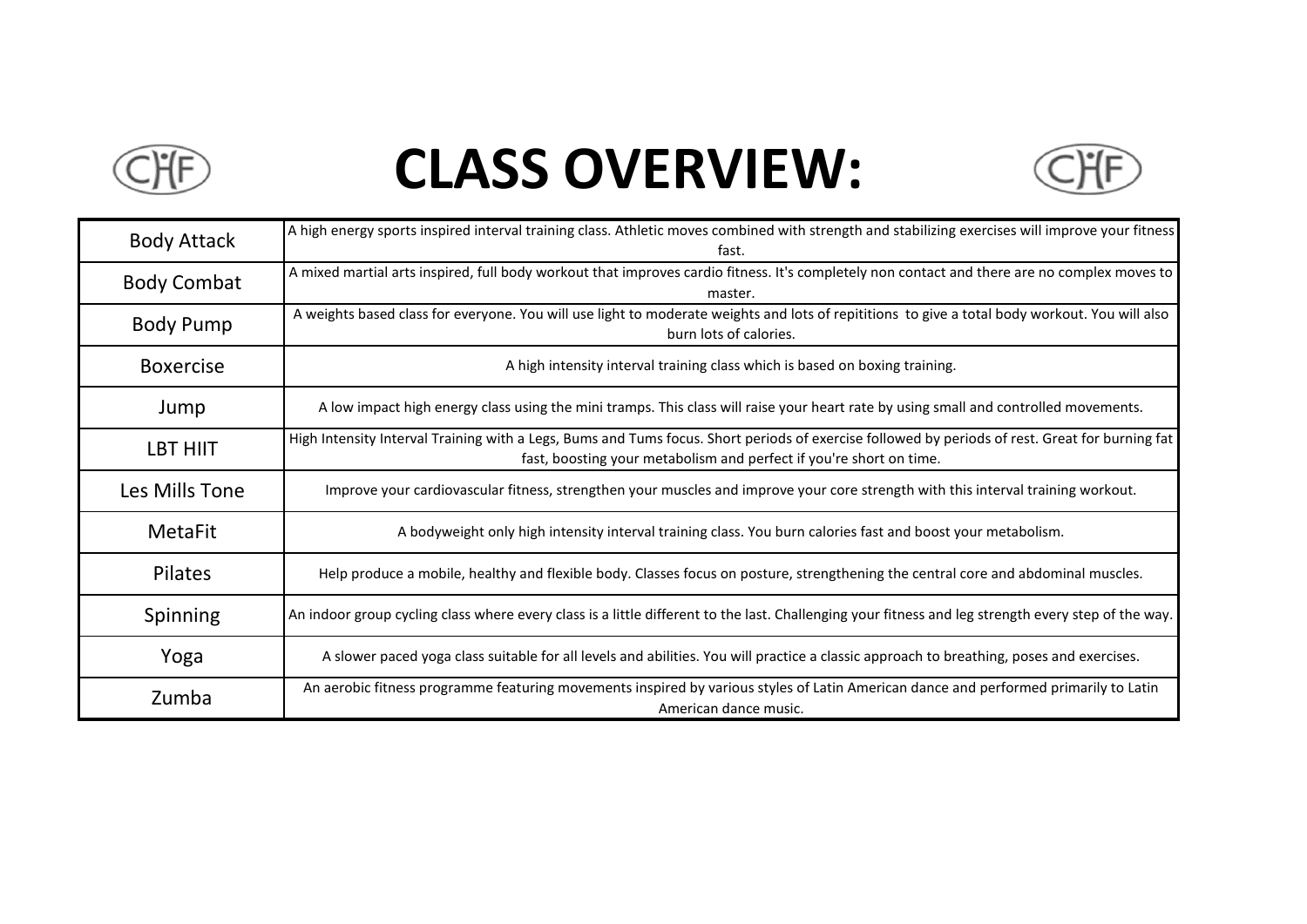# CLASS OVERVIEW:

| | |
|---|---|
| Body Attack | A high energy sports inspired interval training class. Athletic moves combined with strength and stabilizing exercises will improve your fitness fast. |
| Body Combat | A mixed martial arts inspired, full body workout that improves cardio fitness. It's completely non contact and there are no complex moves to master. |
| Body Pump | A weights based class for everyone. You will use light to moderate weights and lots of repititions to give a total body workout. You will also burn lots of calories. |
| Boxercise | A high intensity interval training class which is based on boxing training. |
| Jump | A low impact high energy class using the mini tramps. This class will raise your heart rate by using small and controlled movements. |
| LBT HIIT | High Intensity Interval Training with a Legs, Bums and Tums focus. Short periods of exercise followed by periods of rest. Great for burning fat fast, boosting your metabolism and perfect if you're short on time. |
| Les Mills Tone | Improve your cardiovascular fitness, strengthen your muscles and improve your core strength with this interval training workout. |
| MetaFit | A bodyweight only high intensity interval training class. You burn calories fast and boost your metabolism. |
| Pilates | Help produce a mobile, healthy and flexible body. Classes focus on posture, strengthening the central core and abdominal muscles. |
| Spinning | An indoor group cycling class where every class is a little different to the last. Challenging your fitness and leg strength every step of the way. |
| Yoga | A slower paced yoga class suitable for all levels and abilities. You will practice a classic approach to breathing, poses and exercises. |
| Zumba | An aerobic fitness programme featuring movements inspired by various styles of Latin American dance and performed primarily to Latin American dance music. |